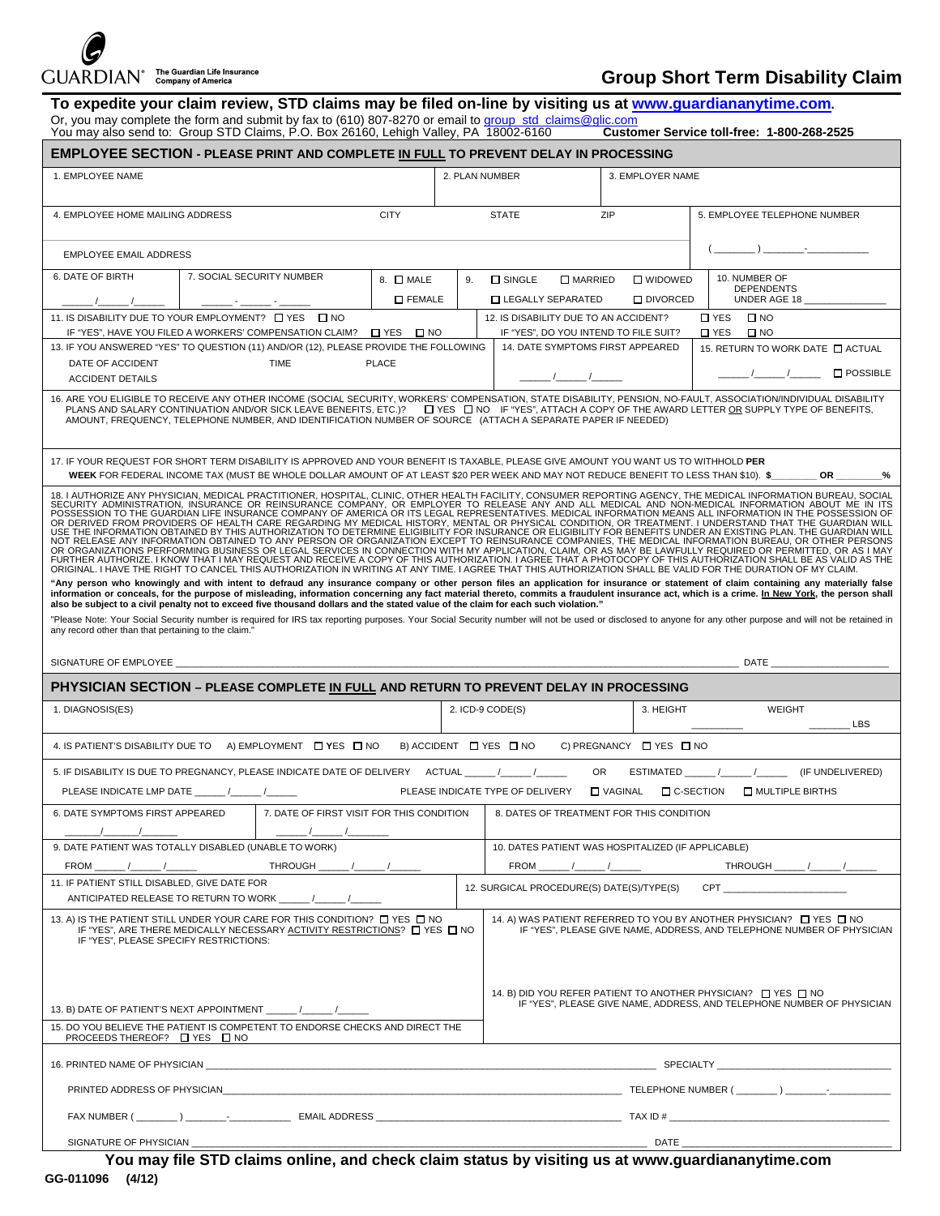GUARDIAN® The Guardian Life Insurance Company of America

# Group Short Term Disability Claim

**To expedite your claim review, STD claims may be filed on-line by visiting us at www.guardiananytime.com.**

Or, you may complete the form and submit by fax to (610) 807-8270 or email to group_std_claims@glic.com

You may also send to: Group STD Claims, P.O. Box 26160, Lehigh Valley, PA 18002-6160 **Customer Service toll-free: 1-800-268-2525**

## EMPLOYEE SECTION - PLEASE PRINT AND COMPLETE IN FULL TO PREVENT DELAY IN PROCESSING

1. EMPLOYEE NAME
2. PLAN NUMBER
3. EMPLOYER NAME

4. EMPLOYEE HOME MAILING ADDRESS CITY STATE ZIP

5. EMPLOYEE TELEPHONE NUMBER ( _______ ) _______-___________

EMPLOYEE EMAIL ADDRESS

6. DATE OF BIRTH _____/_____/_____

7. SOCIAL SECURITY NUMBER _____-_____-_____

8. ☐ MALE ☐ FEMALE

9. ☐ SINGLE ☐ MARRIED ☐ WIDOWED ☐ LEGALLY SEPARATED ☐ DIVORCED

10. NUMBER OF DEPENDENTS UNDER AGE 18 ______________

11. IS DISABILITY DUE TO YOUR EMPLOYMENT? ☐ YES ☐ NO
IF "YES", HAVE YOU FILED A WORKERS' COMPENSATION CLAIM? ☐ YES ☐ NO

12. IS DISABILITY DUE TO AN ACCIDENT? ☐ YES ☐ NO
IF "YES", DO YOU INTEND TO FILE SUIT? ☐ YES ☐ NO

13. IF YOU ANSWERED "YES" TO QUESTION (11) AND/OR (12), PLEASE PROVIDE THE FOLLOWING
DATE OF ACCIDENT TIME PLACE
ACCIDENT DETAILS

14. DATE SYMPTOMS FIRST APPEARED _____/_____/_____

15. RETURN TO WORK DATE ☐ ACTUAL _____/_____/_____ ☐ POSSIBLE

16. ARE YOU ELIGIBLE TO RECEIVE ANY OTHER INCOME (SOCIAL SECURITY, WORKERS' COMPENSATION, STATE DISABILITY, PENSION, NO-FAULT, ASSOCIATION/INDIVIDUAL DISABILITY PLANS AND SALARY CONTINUATION AND/OR SICK LEAVE BENEFITS, ETC.)? ☐ YES ☐ NO IF "YES", ATTACH A COPY OF THE AWARD LETTER OR SUPPLY TYPE OF BENEFITS, AMOUNT, FREQUENCY, TELEPHONE NUMBER, AND IDENTIFICATION NUMBER OF SOURCE (ATTACH A SEPARATE PAPER IF NEEDED)

17. IF YOUR REQUEST FOR SHORT TERM DISABILITY IS APPROVED AND YOUR BENEFIT IS TAXABLE, PLEASE GIVE AMOUNT YOU WANT US TO WITHHOLD **PER WEEK** FOR FEDERAL INCOME TAX (MUST BE WHOLE DOLLAR AMOUNT OF AT LEAST $20 PER WEEK AND MAY NOT REDUCE BENEFIT TO LESS THAN $10). **$________ OR ________%**

18. I AUTHORIZE ANY PHYSICIAN, MEDICAL PRACTITIONER, HOSPITAL, CLINIC, OTHER HEALTH FACILITY, CONSUMER REPORTING AGENCY, THE MEDICAL INFORMATION BUREAU, SOCIAL SECURITY ADMINISTRATION, INSURANCE OR REINSURANCE COMPANY, OR EMPLOYER TO RELEASE ANY AND ALL MEDICAL AND NON-MEDICAL INFORMATION ABOUT ME IN ITS POSSESSION TO THE GUARDIAN LIFE INSURANCE COMPANY OF AMERICA OR ITS LEGAL REPRESENTATIVES. MEDICAL INFORMATION MEANS ALL INFORMATION IN THE POSSESSION OF OR DERIVED FROM PROVIDERS OF HEALTH CARE REGARDING MY MEDICAL HISTORY, MENTAL OR PHYSICAL CONDITION, OR TREATMENT. I UNDERSTAND THAT THE GUARDIAN WILL USE THE INFORMATION OBTAINED BY THIS AUTHORIZATION TO DETERMINE ELIGIBILITY FOR INSURANCE OR ELIGIBILITY FOR BENEFITS UNDER AN EXISTING PLAN. THE GUARDIAN WILL NOT RELEASE ANY INFORMATION OBTAINED TO ANY PERSON OR ORGANIZATION EXCEPT TO REINSURANCE COMPANIES, THE MEDICAL INFORMATION BUREAU, OR OTHER PERSONS OR ORGANIZATIONS PERFORMING BUSINESS OR LEGAL SERVICES IN CONNECTION WITH MY APPLICATION, CLAIM, OR AS MAY BE LAWFULLY REQUIRED OR PERMITTED, OR AS I MAY FURTHER AUTHORIZE. I KNOW THAT I MAY REQUEST AND RECEIVE A COPY OF THIS AUTHORIZATION. I AGREE THAT A PHOTOCOPY OF THIS AUTHORIZATION SHALL BE AS VALID AS THE ORIGINAL. I HAVE THE RIGHT TO CANCEL THIS AUTHORIZATION IN WRITING AT ANY TIME. I AGREE THAT THIS AUTHORIZATION SHALL BE VALID FOR THE DURATION OF MY CLAIM.

**"Any person who knowingly and with intent to defraud any insurance company or other person files an application for insurance or statement of claim containing any materially false information or conceals, for the purpose of misleading, information concerning any fact material thereto, commits a fraudulent insurance act, which is a crime. In New York, the person shall also be subject to a civil penalty not to exceed five thousand dollars and the stated value of the claim for each such violation."**

"Please Note: Your Social Security number is required for IRS tax reporting purposes. Your Social Security number will not be used or disclosed to anyone for any other purpose and will not be retained in any record other than that pertaining to the claim."

SIGNATURE OF EMPLOYEE ________________________________________ DATE ____________________

## PHYSICIAN SECTION – PLEASE COMPLETE IN FULL AND RETURN TO PREVENT DELAY IN PROCESSING

1. DIAGNOSIS(ES)
2. ICD-9 CODE(S)
3. HEIGHT __________ WEIGHT ________ LBS

4. IS PATIENT'S DISABILITY DUE TO A) EMPLOYMENT ☐ YES ☐ NO B) ACCIDENT ☐ YES ☐ NO C) PREGNANCY ☐ YES ☐ NO

5. IF DISABILITY IS DUE TO PREGNANCY, PLEASE INDICATE DATE OF DELIVERY ACTUAL _____/_____/_____ OR ESTIMATED _____/_____/_____ (IF UNDELIVERED)
PLEASE INDICATE LMP DATE _____/_____/_____ PLEASE INDICATE TYPE OF DELIVERY ☐ VAGINAL ☐ C-SECTION ☐ MULTIPLE BIRTHS

6. DATE SYMPTOMS FIRST APPEARED _____/_____/_____

7. DATE OF FIRST VISIT FOR THIS CONDITION _____/_____/_____

8. DATES OF TREATMENT FOR THIS CONDITION

9. DATE PATIENT WAS TOTALLY DISABLED (UNABLE TO WORK) FROM _____/_____/_____ THROUGH _____/_____/_____

10. DATES PATIENT WAS HOSPITALIZED (IF APPLICABLE) FROM _____/_____/_____ THROUGH _____/_____/_____

11. IF PATIENT STILL DISABLED, GIVE DATE FOR ANTICIPATED RELEASE TO RETURN TO WORK _____/_____/_____

12. SURGICAL PROCEDURE(S) DATE(S)/TYPE(S) CPT ____________________

13. A) IS THE PATIENT STILL UNDER YOUR CARE FOR THIS CONDITION? ☐ YES ☐ NO
IF "YES", ARE THERE MEDICALLY NECESSARY ACTIVITY RESTRICTIONS? ☐ YES ☐ NO
IF "YES", PLEASE SPECIFY RESTRICTIONS:

13. B) DATE OF PATIENT'S NEXT APPOINTMENT _____/_____/_____

14. A) WAS PATIENT REFERRED TO YOU BY ANOTHER PHYSICIAN? ☐ YES ☐ NO
IF "YES", PLEASE GIVE NAME, ADDRESS, AND TELEPHONE NUMBER OF PHYSICIAN

14. B) DID YOU REFER PATIENT TO ANOTHER PHYSICIAN? ☐ YES ☐ NO
IF "YES", PLEASE GIVE NAME, ADDRESS, AND TELEPHONE NUMBER OF PHYSICIAN

15. DO YOU BELIEVE THE PATIENT IS COMPETENT TO ENDORSE CHECKS AND DIRECT THE PROCEEDS THEREOF? ☐ YES ☐ NO

16. PRINTED NAME OF PHYSICIAN ________________________________ SPECIALTY ____________________

PRINTED ADDRESS OF PHYSICIAN ________________________________ TELEPHONE NUMBER ( _______ ) _______-___________

FAX NUMBER ( _______ ) _______-___________ EMAIL ADDRESS ____________________ TAX ID # ____________________

SIGNATURE OF PHYSICIAN ________________________________ DATE ____________________

**You may file STD claims online, and check claim status by visiting us at www.guardiananytime.com**

**GG-011096 (4/12)**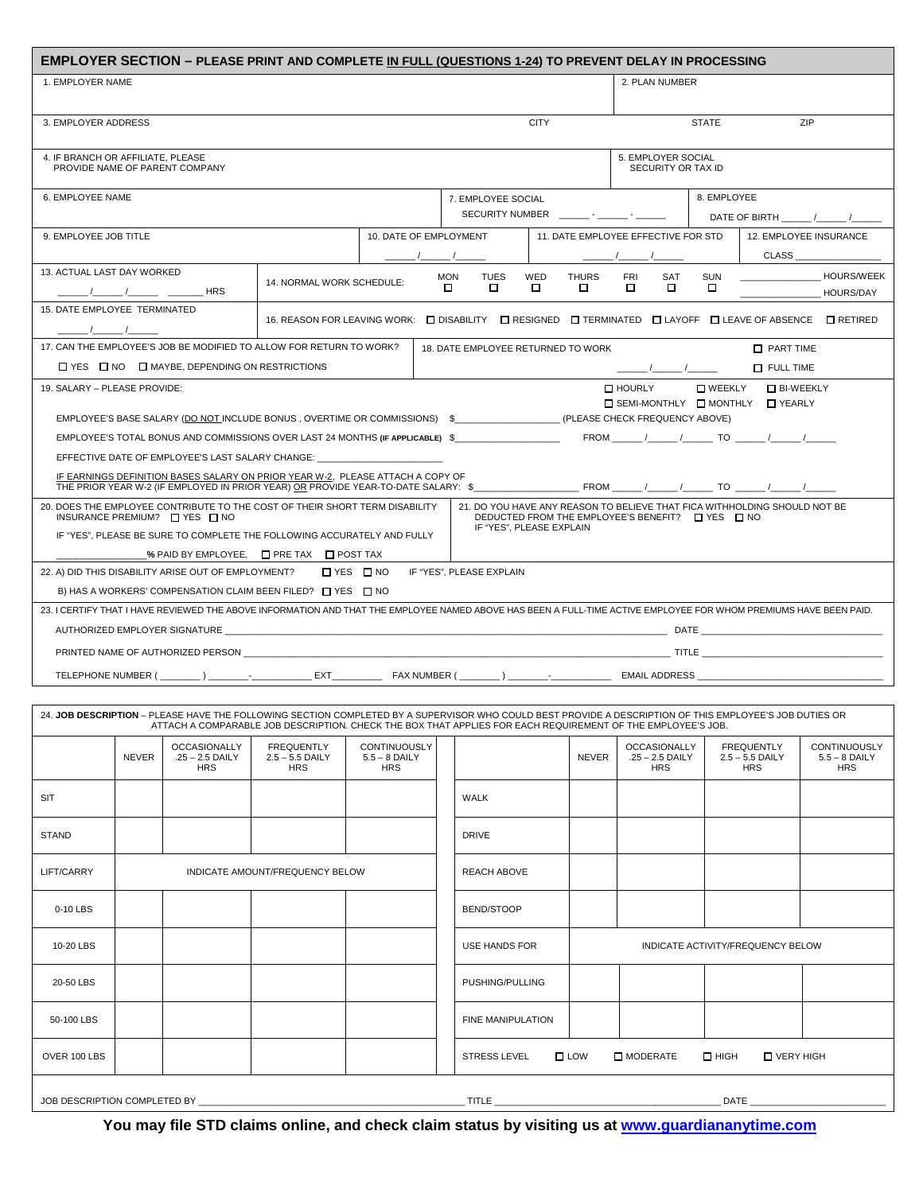## EMPLOYER SECTION – PLEASE PRINT AND COMPLETE IN FULL (QUESTIONS 1-24) TO PREVENT DELAY IN PROCESSING

1. EMPLOYER NAME

2. PLAN NUMBER

3. EMPLOYER ADDRESS — CITY — STATE — ZIP

4. IF BRANCH OR AFFILIATE, PLEASE PROVIDE NAME OF PARENT COMPANY

5. EMPLOYER SOCIAL SECURITY OR TAX ID

6. EMPLOYEE NAME

7. EMPLOYEE SOCIAL SECURITY NUMBER _____ - _____ - _____

8. EMPLOYEE DATE OF BIRTH _____ / _____ / _____

9. EMPLOYEE JOB TITLE

10. DATE OF EMPLOYMENT _____ / _____ / _____

11. DATE EMPLOYEE EFFECTIVE FOR STD _____ / _____ / _____

12. EMPLOYEE INSURANCE CLASS _______________

13. ACTUAL LAST DAY WORKED _____ / _____ / _____ _______ HRS

14. NORMAL WORK SCHEDULE: ☐ MON ☐ TUES ☐ WED ☐ THURS ☐ FRI ☐ SAT ☐ SUN _____________ HOURS/WEEK _____________ HOURS/DAY

15. DATE EMPLOYEE TERMINATED _____ / _____ / _____

16. REASON FOR LEAVING WORK: ☐ DISABILITY ☐ RESIGNED ☐ TERMINATED ☐ LAYOFF ☐ LEAVE OF ABSENCE ☐ RETIRED

17. CAN THE EMPLOYEE'S JOB BE MODIFIED TO ALLOW FOR RETURN TO WORK?
☐ YES ☐ NO ☐ MAYBE, DEPENDING ON RESTRICTIONS

18. DATE EMPLOYEE RETURNED TO WORK _____ / _____ / _____ ☐ PART TIME ☐ FULL TIME

19. SALARY – PLEASE PROVIDE: ☐ HOURLY ☐ WEEKLY ☐ BI-WEEKLY ☐ SEMI-MONTHLY ☐ MONTHLY ☐ YEARLY

EMPLOYEE'S BASE SALARY (DO NOT INCLUDE BONUS , OVERTIME OR COMMISSIONS) $__________________ (PLEASE CHECK FREQUENCY ABOVE)

EMPLOYEE'S TOTAL BONUS AND COMMISSIONS OVER LAST 24 MONTHS (IF APPLICABLE) $__________________ FROM _____ / _____ / _____ TO _____ / _____ / _____

EFFECTIVE DATE OF EMPLOYEE'S LAST SALARY CHANGE: _______________________

IF EARNINGS DEFINITION BASES SALARY ON PRIOR YEAR W-2, PLEASE ATTACH A COPY OF THE PRIOR YEAR W-2 (IF EMPLOYED IN PRIOR YEAR) OR PROVIDE YEAR-TO-DATE SALARY: $__________________ FROM _____ / _____ / _____ TO _____ / _____ / _____

20. DOES THE EMPLOYEE CONTRIBUTE TO THE COST OF THEIR SHORT TERM DISABILITY INSURANCE PREMIUM? ☐ YES ☐ NO
IF "YES", PLEASE BE SURE TO COMPLETE THE FOLLOWING ACCURATELY AND FULLY
_______________% PAID BY EMPLOYEE, ☐ PRE TAX ☐ POST TAX

21. DO YOU HAVE ANY REASON TO BELIEVE THAT FICA WITHHOLDING SHOULD NOT BE DEDUCTED FROM THE EMPLOYEE'S BENEFIT? ☐ YES ☐ NO
IF "YES", PLEASE EXPLAIN

22. A) DID THIS DISABILITY ARISE OUT OF EMPLOYMENT? ☐ YES ☐ NO IF "YES", PLEASE EXPLAIN
B) HAS A WORKERS' COMPENSATION CLAIM BEEN FILED? ☐ YES ☐ NO

23. I CERTIFY THAT I HAVE REVIEWED THE ABOVE INFORMATION AND THAT THE EMPLOYEE NAMED ABOVE HAS BEEN A FULL-TIME ACTIVE EMPLOYEE FOR WHOM PREMIUMS HAVE BEEN PAID.

AUTHORIZED EMPLOYER SIGNATURE ______________________________ DATE ______________________

PRINTED NAME OF AUTHORIZED PERSON ______________________________ TITLE ______________________

TELEPHONE NUMBER ( _______ ) _______-__________ EXT_________ FAX NUMBER ( _______ ) _______-__________ EMAIL ADDRESS ______________________

24. **JOB DESCRIPTION** – PLEASE HAVE THE FOLLOWING SECTION COMPLETED BY A SUPERVISOR WHO COULD BEST PROVIDE A DESCRIPTION OF THIS EMPLOYEE'S JOB DUTIES OR ATTACH A COMPARABLE JOB DESCRIPTION. CHECK THE BOX THAT APPLIES FOR EACH REQUIREMENT OF THE EMPLOYEE'S JOB.

| | NEVER | OCCASIONALLY .25 – 2.5 DAILY HRS | FREQUENTLY 2.5 – 5.5 DAILY HRS | CONTINUOUSLY 5.5 – 8 DAILY HRS |
|---|---|---|---|---|
| SIT | | | | |
| STAND | | | | |
| LIFT/CARRY | INDICATE AMOUNT/FREQUENCY BELOW | | | |
| 0-10 LBS | | | | |
| 10-20 LBS | | | | |
| 20-50 LBS | | | | |
| 50-100 LBS | | | | |
| OVER 100 LBS | | | | |

| | NEVER | OCCASIONALLY .25 – 2.5 DAILY HRS | FREQUENTLY 2.5 – 5.5 DAILY HRS | CONTINUOUSLY 5.5 – 8 DAILY HRS |
|---|---|---|---|---|
| WALK | | | | |
| DRIVE | | | | |
| REACH ABOVE | | | | |
| BEND/STOOP | | | | |
| USE HANDS FOR | INDICATE ACTIVITY/FREQUENCY BELOW | | | |
| PUSHING/PULLING | | | | |
| FINE MANIPULATION | | | | |

STRESS LEVEL ☐ LOW ☐ MODERATE ☐ HIGH ☐ VERY HIGH

JOB DESCRIPTION COMPLETED BY ______________________________ TITLE ______________________ DATE ______________

**You may file STD claims online, and check claim status by visiting us at www.guardiananytime.com**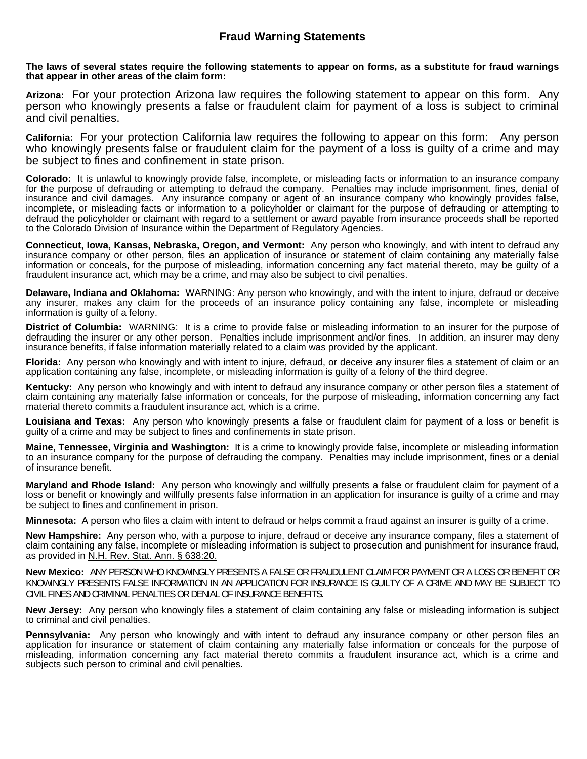## Fraud Warning Statements

**The laws of several states require the following statements to appear on forms, as a substitute for fraud warnings that appear in other areas of the claim form:**

**Arizona:** For your protection Arizona law requires the following statement to appear on this form. Any person who knowingly presents a false or fraudulent claim for payment of a loss is subject to criminal and civil penalties.

**California:** For your protection California law requires the following to appear on this form: Any person who knowingly presents false or fraudulent claim for the payment of a loss is guilty of a crime and may be subject to fines and confinement in state prison.

**Colorado:** It is unlawful to knowingly provide false, incomplete, or misleading facts or information to an insurance company for the purpose of defrauding or attempting to defraud the company. Penalties may include imprisonment, fines, denial of insurance and civil damages. Any insurance company or agent of an insurance company who knowingly provides false, incomplete, or misleading facts or information to a policyholder or claimant for the purpose of defrauding or attempting to defraud the policyholder or claimant with regard to a settlement or award payable from insurance proceeds shall be reported to the Colorado Division of Insurance within the Department of Regulatory Agencies.

**Connecticut, Iowa, Kansas, Nebraska, Oregon, and Vermont:** Any person who knowingly, and with intent to defraud any insurance company or other person, files an application of insurance or statement of claim containing any materially false information or conceals, for the purpose of misleading, information concerning any fact material thereto, may be guilty of a fraudulent insurance act, which may be a crime, and may also be subject to civil penalties.

**Delaware, Indiana and Oklahoma:** WARNING: Any person who knowingly, and with the intent to injure, defraud or deceive any insurer, makes any claim for the proceeds of an insurance policy containing any false, incomplete or misleading information is guilty of a felony.

**District of Columbia:** WARNING: It is a crime to provide false or misleading information to an insurer for the purpose of defrauding the insurer or any other person. Penalties include imprisonment and/or fines. In addition, an insurer may deny insurance benefits, if false information materially related to a claim was provided by the applicant.

**Florida:** Any person who knowingly and with intent to injure, defraud, or deceive any insurer files a statement of claim or an application containing any false, incomplete, or misleading information is guilty of a felony of the third degree.

**Kentucky:** Any person who knowingly and with intent to defraud any insurance company or other person files a statement of claim containing any materially false information or conceals, for the purpose of misleading, information concerning any fact material thereto commits a fraudulent insurance act, which is a crime.

**Louisiana and Texas:** Any person who knowingly presents a false or fraudulent claim for payment of a loss or benefit is guilty of a crime and may be subject to fines and confinements in state prison.

**Maine, Tennessee, Virginia and Washington:** It is a crime to knowingly provide false, incomplete or misleading information to an insurance company for the purpose of defrauding the company. Penalties may include imprisonment, fines or a denial of insurance benefit.

**Maryland and Rhode Island:** Any person who knowingly and willfully presents a false or fraudulent claim for payment of a loss or benefit or knowingly and willfully presents false information in an application for insurance is guilty of a crime and may be subject to fines and confinement in prison.

**Minnesota:** A person who files a claim with intent to defraud or helps commit a fraud against an insurer is guilty of a crime.

**New Hampshire:** Any person who, with a purpose to injure, defraud or deceive any insurance company, files a statement of claim containing any false, incomplete or misleading information is subject to prosecution and punishment for insurance fraud, as provided in N.H. Rev. Stat. Ann. § 638:20.

**New Mexico:** ANY PERSON WHO KNOWINGLY PRESENTS A FALSE OR FRAUDULENT CLAIM FOR PAYMENT OR A LOSS OR BENEFIT OR KNOWINGLY PRESENTS FALSE INFORMATION IN AN APPLICATION FOR INSURANCE IS GUILTY OF A CRIME AND MAY BE SUBJECT TO CIVIL FINES AND CRIMINAL PENALTIES OR DENIAL OF INSURANCE BENEFITS.

**New Jersey:** Any person who knowingly files a statement of claim containing any false or misleading information is subject to criminal and civil penalties.

**Pennsylvania:** Any person who knowingly and with intent to defraud any insurance company or other person files an application for insurance or statement of claim containing any materially false information or conceals for the purpose of misleading, information concerning any fact material thereto commits a fraudulent insurance act, which is a crime and subjects such person to criminal and civil penalties.